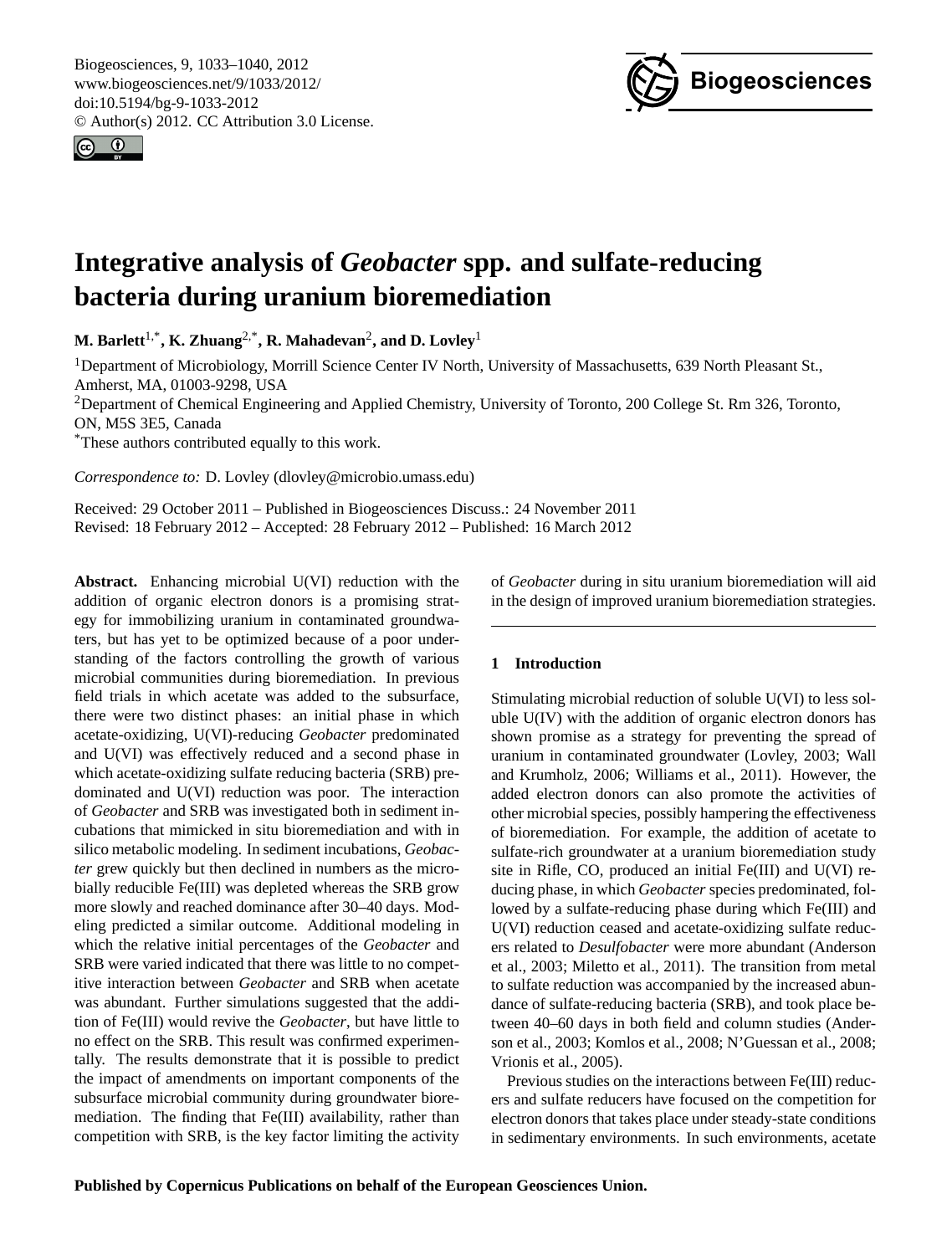# Integrative analysis of *Geobacter* spp. and sulfate-reducing bacteria during uranium bioremediation

**M. Barlett[1,*], K. Zhuang[2,*], R. Mahadevan[2], and D. Lovley[1]**

[1]Department of Microbiology, Morrill Science Center IV North, University of Massachusetts, 639 North Pleasant St., Amherst, MA, 01003-9298, USA

[2]Department of Chemical Engineering and Applied Chemistry, University of Toronto, 200 College St. Rm 326, Toronto, ON, M5S 3E5, Canada

[*]These authors contributed equally to this work.

*Correspondence to:* D. Lovley (dlovley@microbio.umass.edu)

Received: 29 October 2011 – Published in Biogeosciences Discuss.: 24 November 2011
Revised: 18 February 2012 – Accepted: 28 February 2012 – Published: 16 March 2012

**Abstract.** Enhancing microbial U(VI) reduction with the addition of organic electron donors is a promising strategy for immobilizing uranium in contaminated groundwaters, but has yet to be optimized because of a poor understanding of the factors controlling the growth of various microbial communities during bioremediation. In previous field trials in which acetate was added to the subsurface, there were two distinct phases: an initial phase in which acetate-oxidizing, U(VI)-reducing *Geobacter* predominated and U(VI) was effectively reduced and a second phase in which acetate-oxidizing sulfate reducing bacteria (SRB) predominated and U(VI) reduction was poor. The interaction of *Geobacter* and SRB was investigated both in sediment incubations that mimicked in situ bioremediation and with in silico metabolic modeling. In sediment incubations, *Geobacter* grew quickly but then declined in numbers as the microbially reducible Fe(III) was depleted whereas the SRB grow more slowly and reached dominance after 30–40 days. Modeling predicted a similar outcome. Additional modeling in which the relative initial percentages of the *Geobacter* and SRB were varied indicated that there was little to no competitive interaction between *Geobacter* and SRB when acetate was abundant. Further simulations suggested that the addition of Fe(III) would revive the *Geobacter*, but have little to no effect on the SRB. This result was confirmed experimentally. The results demonstrate that it is possible to predict the impact of amendments on important components of the subsurface microbial community during groundwater bioremediation. The finding that Fe(III) availability, rather than competition with SRB, is the key factor limiting the activity of *Geobacter* during in situ uranium bioremediation will aid in the design of improved uranium bioremediation strategies.

## 1 Introduction

Stimulating microbial reduction of soluble U(VI) to less soluble U(IV) with the addition of organic electron donors has shown promise as a strategy for preventing the spread of uranium in contaminated groundwater (Lovley, 2003; Wall and Krumholz, 2006; Williams et al., 2011). However, the added electron donors can also promote the activities of other microbial species, possibly hampering the effectiveness of bioremediation. For example, the addition of acetate to sulfate-rich groundwater at a uranium bioremediation study site in Rifle, CO, produced an initial Fe(III) and U(VI) reducing phase, in which *Geobacter* species predominated, followed by a sulfate-reducing phase during which Fe(III) and U(VI) reduction ceased and acetate-oxidizing sulfate reducers related to *Desulfobacter* were more abundant (Anderson et al., 2003; Miletto et al., 2011). The transition from metal to sulfate reduction was accompanied by the increased abundance of sulfate-reducing bacteria (SRB), and took place between 40–60 days in both field and column studies (Anderson et al., 2003; Komlos et al., 2008; N'Guessan et al., 2008; Vrionis et al., 2005).

Previous studies on the interactions between Fe(III) reducers and sulfate reducers have focused on the competition for electron donors that takes place under steady-state conditions in sedimentary environments. In such environments, acetate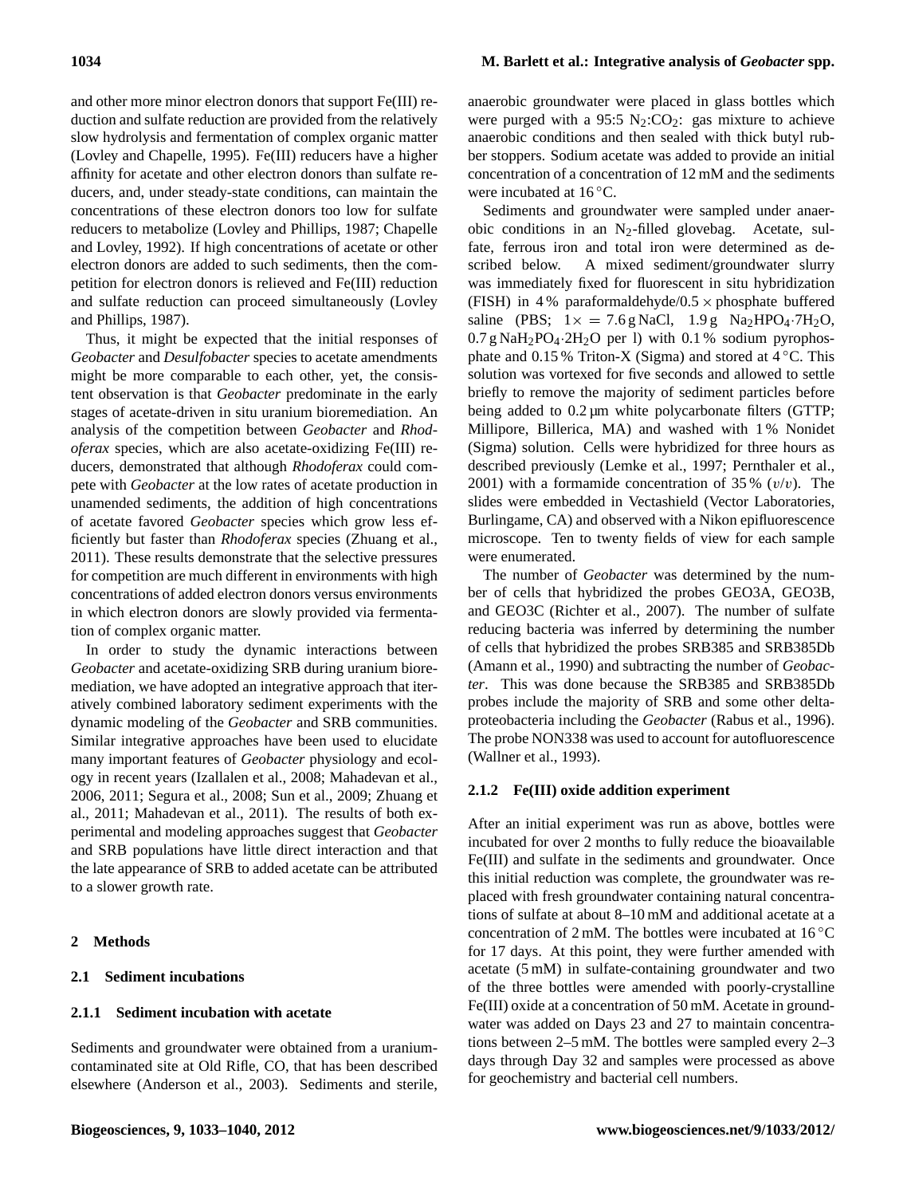and other more minor electron donors that support Fe(III) reduction and sulfate reduction are provided from the relatively slow hydrolysis and fermentation of complex organic matter (Lovley and Chapelle, 1995). Fe(III) reducers have a higher affinity for acetate and other electron donors than sulfate reducers, and, under steady-state conditions, can maintain the concentrations of these electron donors too low for sulfate reducers to metabolize (Lovley and Phillips, 1987; Chapelle and Lovley, 1992). If high concentrations of acetate or other electron donors are added to such sediments, then the competition for electron donors is relieved and Fe(III) reduction and sulfate reduction can proceed simultaneously (Lovley and Phillips, 1987).

Thus, it might be expected that the initial responses of *Geobacter* and *Desulfobacter* species to acetate amendments might be more comparable to each other, yet, the consistent observation is that *Geobacter* predominate in the early stages of acetate-driven in situ uranium bioremediation. An analysis of the competition between *Geobacter* and *Rhodoferax* species, which are also acetate-oxidizing Fe(III) reducers, demonstrated that although *Rhodoferax* could compete with *Geobacter* at the low rates of acetate production in unamended sediments, the addition of high concentrations of acetate favored *Geobacter* species which grow less efficiently but faster than *Rhodoferax* species (Zhuang et al., 2011). These results demonstrate that the selective pressures for competition are much different in environments with high concentrations of added electron donors versus environments in which electron donors are slowly provided via fermentation of complex organic matter.

In order to study the dynamic interactions between *Geobacter* and acetate-oxidizing SRB during uranium bioremediation, we have adopted an integrative approach that iteratively combined laboratory sediment experiments with the dynamic modeling of the *Geobacter* and SRB communities. Similar integrative approaches have been used to elucidate many important features of *Geobacter* physiology and ecology in recent years (Izallalen et al., 2008; Mahadevan et al., 2006, 2011; Segura et al., 2008; Sun et al., 2009; Zhuang et al., 2011; Mahadevan et al., 2011). The results of both experimental and modeling approaches suggest that *Geobacter* and SRB populations have little direct interaction and that the late appearance of SRB to added acetate can be attributed to a slower growth rate.

## 2 Methods

### 2.1 Sediment incubations

#### 2.1.1 Sediment incubation with acetate

Sediments and groundwater were obtained from a uranium-contaminated site at Old Rifle, CO, that has been described elsewhere (Anderson et al., 2003). Sediments and sterile, anaerobic groundwater were placed in glass bottles which were purged with a 95:5 $N_2$:$CO_2$: gas mixture to achieve anaerobic conditions and then sealed with thick butyl rubber stoppers. Sodium acetate was added to provide an initial concentration of a concentration of 12 mM and the sediments were incubated at 16 °C.

Sediments and groundwater were sampled under anaerobic conditions in an $N_2$-filled glovebag. Acetate, sulfate, ferrous iron and total iron were determined as described below. A mixed sediment/groundwater slurry was immediately fixed for fluorescent in situ hybridization (FISH) in 4 % paraformaldehyde/0.5 × phosphate buffered saline (PBS; 1× = 7.6 g NaCl, 1.9 g $Na_2HPO_4{\cdot}7H_2O$, 0.7 g $NaH_2PO_4{\cdot}2H_2O$ per l) with 0.1 % sodium pyrophosphate and 0.15 % Triton-X (Sigma) and stored at 4 °C. This solution was vortexed for five seconds and allowed to settle briefly to remove the majority of sediment particles before being added to 0.2 µm white polycarbonate filters (GTTP; Millipore, Billerica, MA) and washed with 1 % Nonidet (Sigma) solution. Cells were hybridized for three hours as described previously (Lemke et al., 1997; Pernthaler et al., 2001) with a formamide concentration of 35 % ($v/v$). The slides were embedded in Vectashield (Vector Laboratories, Burlingame, CA) and observed with a Nikon epifluorescence microscope. Ten to twenty fields of view for each sample were enumerated.

The number of *Geobacter* was determined by the number of cells that hybridized the probes GEO3A, GEO3B, and GEO3C (Richter et al., 2007). The number of sulfate reducing bacteria was inferred by determining the number of cells that hybridized the probes SRB385 and SRB385Db (Amann et al., 1990) and subtracting the number of *Geobacter*. This was done because the SRB385 and SRB385Db probes include the majority of SRB and some other deltaproteobacteria including the *Geobacter* (Rabus et al., 1996). The probe NON338 was used to account for autofluorescence (Wallner et al., 1993).

#### 2.1.2 Fe(III) oxide addition experiment

After an initial experiment was run as above, bottles were incubated for over 2 months to fully reduce the bioavailable Fe(III) and sulfate in the sediments and groundwater. Once this initial reduction was complete, the groundwater was replaced with fresh groundwater containing natural concentrations of sulfate at about 8–10 mM and additional acetate at a concentration of 2 mM. The bottles were incubated at 16 °C for 17 days. At this point, they were further amended with acetate (5 mM) in sulfate-containing groundwater and two of the three bottles were amended with poorly-crystalline Fe(III) oxide at a concentration of 50 mM. Acetate in groundwater was added on Days 23 and 27 to maintain concentrations between 2–5 mM. The bottles were sampled every 2–3 days through Day 32 and samples were processed as above for geochemistry and bacterial cell numbers.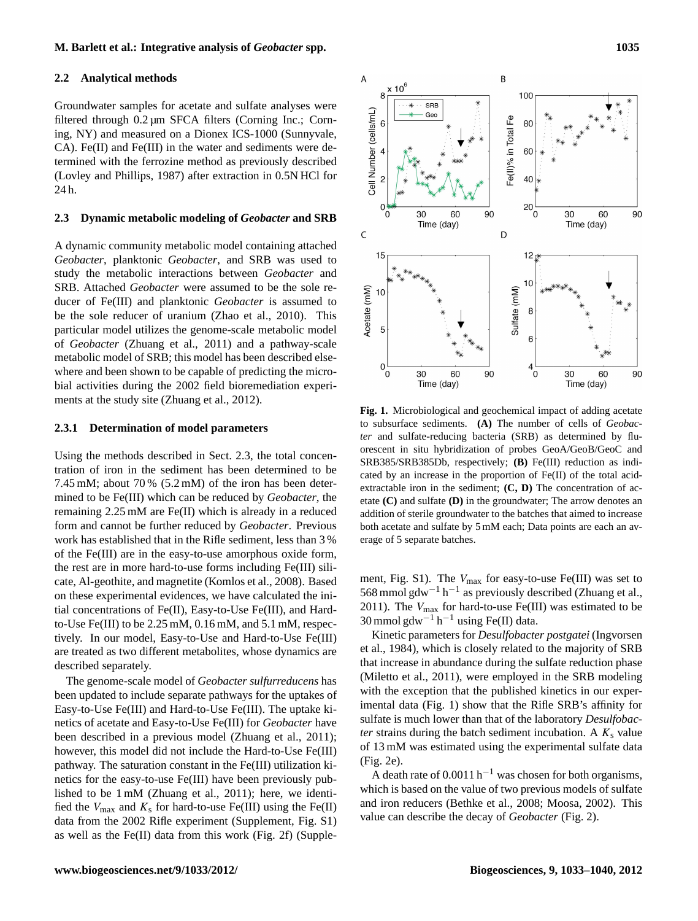### 2.2 Analytical methods

Groundwater samples for acetate and sulfate analyses were filtered through 0.2 µm SFCA filters (Corning Inc.; Corning, NY) and measured on a Dionex ICS-1000 (Sunnyvale, CA). Fe(II) and Fe(III) in the water and sediments were determined with the ferrozine method as previously described (Lovley and Phillips, 1987) after extraction in 0.5N HCl for 24 h.

### 2.3 Dynamic metabolic modeling of *Geobacter* and SRB

A dynamic community metabolic model containing attached *Geobacter*, planktonic *Geobacter*, and SRB was used to study the metabolic interactions between *Geobacter* and SRB. Attached *Geobacter* were assumed to be the sole reducer of Fe(III) and planktonic *Geobacter* is assumed to be the sole reducer of uranium (Zhao et al., 2010). This particular model utilizes the genome-scale metabolic model of *Geobacter* (Zhuang et al., 2011) and a pathway-scale metabolic model of SRB; this model has been described elsewhere and been shown to be capable of predicting the microbial activities during the 2002 field bioremediation experiments at the study site (Zhuang et al., 2012).

#### 2.3.1 Determination of model parameters

Using the methods described in Sect. 2.3, the total concentration of iron in the sediment has been determined to be 7.45 mM; about 70 % (5.2 mM) of the iron has been determined to be Fe(III) which can be reduced by *Geobacter*, the remaining 2.25 mM are Fe(II) which is already in a reduced form and cannot be further reduced by *Geobacter*. Previous work has established that in the Rifle sediment, less than 3 % of the Fe(III) are in the easy-to-use amorphous oxide form, the rest are in more hard-to-use forms including Fe(III) silicate, Al-geothite, and magnetite (Komlos et al., 2008). Based on these experimental evidences, we have calculated the initial concentrations of Fe(II), Easy-to-Use Fe(III), and Hard-to-Use Fe(III) to be 2.25 mM, 0.16 mM, and 5.1 mM, respectively. In our model, Easy-to-Use and Hard-to-Use Fe(III) are treated as two different metabolites, whose dynamics are described separately.

The genome-scale model of *Geobacter sulfurreducens* has been updated to include separate pathways for the uptakes of Easy-to-Use Fe(III) and Hard-to-Use Fe(III). The uptake kinetics of acetate and Easy-to-Use Fe(III) for *Geobacter* have been described in a previous model (Zhuang et al., 2011); however, this model did not include the Hard-to-Use Fe(III) pathway. The saturation constant in the Fe(III) utilization kinetics for the easy-to-use Fe(III) have been previously published to be 1 mM (Zhuang et al., 2011); here, we identified the $V_{\max}$ and $K_s$ for hard-to-use Fe(III) using the Fe(II) data from the 2002 Rifle experiment (Supplement, Fig. S1) as well as the Fe(II) data from this work (Fig. 2f) (Supplement, Fig. S1). The $V_{\max}$ for easy-to-use Fe(III) was set to 568 mmol gdw$^{-1}$ h$^{-1}$ as previously described (Zhuang et al., 2011). The $V_{\max}$ for hard-to-use Fe(III) was estimated to be 30 mmol gdw$^{-1}$ h$^{-1}$ using Fe(II) data.

Kinetic parameters for *Desulfobacter postgatei* (Ingvorsen et al., 1984), which is closely related to the majority of SRB that increase in abundance during the sulfate reduction phase (Miletto et al., 2011), were employed in the SRB modeling with the exception that the published kinetics in our experimental data (Fig. 1) show that the Rifle SRB's affinity for sulfate is much lower than that of the laboratory *Desulfobacter* strains during the batch sediment incubation. A $K_s$ value of 13 mM was estimated using the experimental sulfate data (Fig. 2e).

A death rate of 0.0011 h$^{-1}$ was chosen for both organisms, which is based on the value of two previous models of sulfate and iron reducers (Bethke et al., 2008; Moosa, 2002). This value can describe the decay of *Geobacter* (Fig. 2).

**Fig. 1.** Microbiological and geochemical impact of adding acetate to subsurface sediments. **(A)** The number of cells of *Geobacter* and sulfate-reducing bacteria (SRB) as determined by fluorescent in situ hybridization of probes GeoA/GeoB/GeoC and SRB385/SRB385Db, respectively; **(B)** Fe(III) reduction as indicated by an increase in the proportion of Fe(II) of the total acid-extractable iron in the sediment; **(C, D)** The concentration of acetate **(C)** and sulfate **(D)** in the groundwater; The arrow denotes an addition of sterile groundwater to the batches that aimed to increase both acetate and sulfate by 5 mM each; Data points are each an average of 5 separate batches.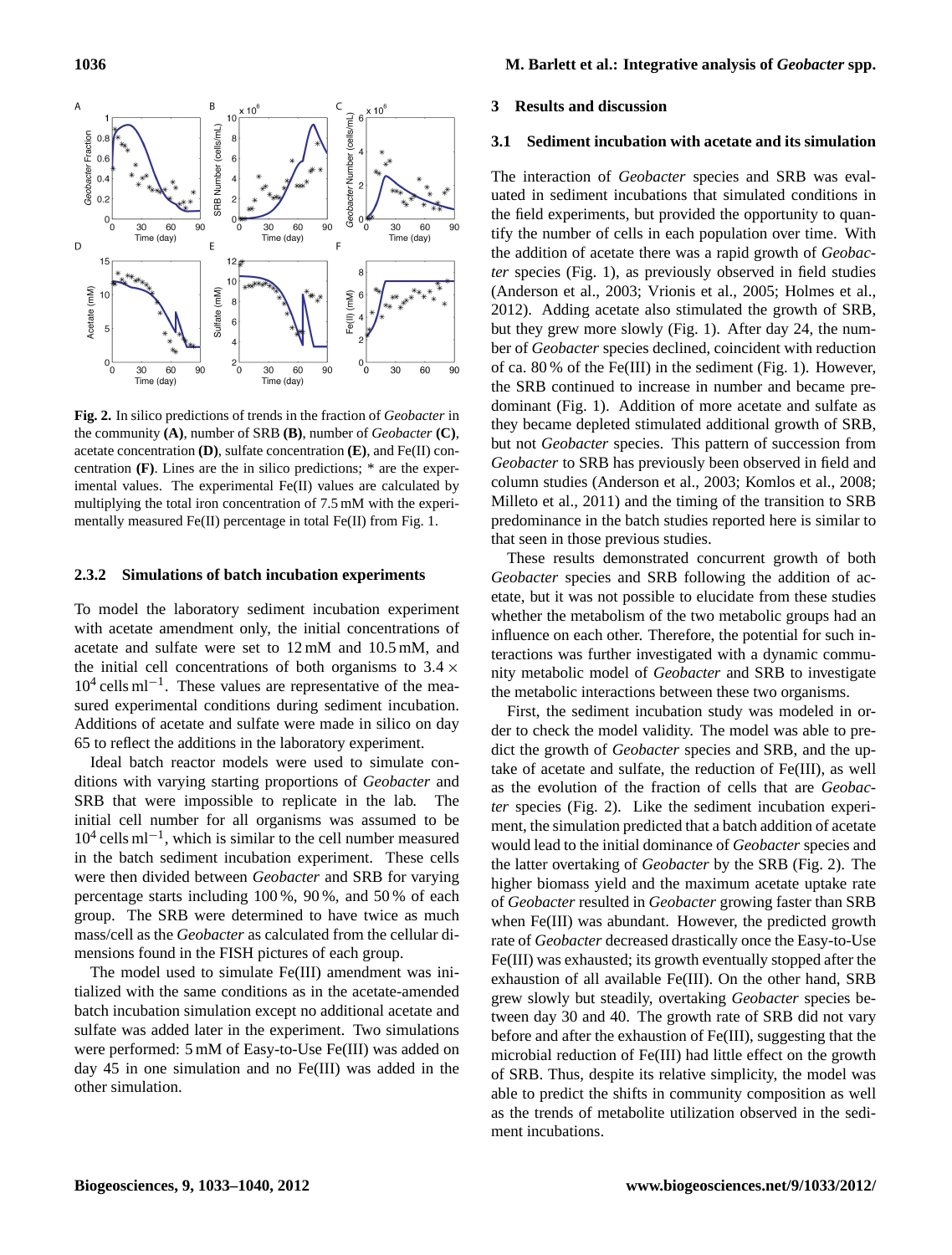**Fig. 2.** In silico predictions of trends in the fraction of *Geobacter* in the community **(A)**, number of SRB **(B)**, number of *Geobacter* **(C)**, acetate concentration **(D)**, sulfate concentration **(E)**, and Fe(II) concentration **(F)**. Lines are the in silico predictions; * are the experimental values. The experimental Fe(II) values are calculated by multiplying the total iron concentration of 7.5 mM with the experimentally measured Fe(II) percentage in total Fe(II) from Fig. 1.

#### 2.3.2 Simulations of batch incubation experiments

To model the laboratory sediment incubation experiment with acetate amendment only, the initial concentrations of acetate and sulfate were set to 12 mM and 10.5 mM, and the initial cell concentrations of both organisms to $3.4 \times 10^4$ cells ml$^{-1}$. These values are representative of the measured experimental conditions during sediment incubation. Additions of acetate and sulfate were made in silico on day 65 to reflect the additions in the laboratory experiment.

Ideal batch reactor models were used to simulate conditions with varying starting proportions of *Geobacter* and SRB that were impossible to replicate in the lab. The initial cell number for all organisms was assumed to be $10^4$ cells ml$^{-1}$, which is similar to the cell number measured in the batch sediment incubation experiment. These cells were then divided between *Geobacter* and SRB for varying percentage starts including 100 %, 90 %, and 50 % of each group. The SRB were determined to have twice as much mass/cell as the *Geobacter* as calculated from the cellular dimensions found in the FISH pictures of each group.

The model used to simulate Fe(III) amendment was initialized with the same conditions as in the acetate-amended batch incubation simulation except no additional acetate and sulfate was added later in the experiment. Two simulations were performed: 5 mM of Easy-to-Use Fe(III) was added on day 45 in one simulation and no Fe(III) was added in the other simulation.

## 3 Results and discussion

### 3.1 Sediment incubation with acetate and its simulation

The interaction of *Geobacter* species and SRB was evaluated in sediment incubations that simulated conditions in the field experiments, but provided the opportunity to quantify the number of cells in each population over time. With the addition of acetate there was a rapid growth of *Geobacter* species (Fig. 1), as previously observed in field studies (Anderson et al., 2003; Vrionis et al., 2005; Holmes et al., 2012). Adding acetate also stimulated the growth of SRB, but they grew more slowly (Fig. 1). After day 24, the number of *Geobacter* species declined, coincident with reduction of ca. 80 % of the Fe(III) in the sediment (Fig. 1). However, the SRB continued to increase in number and became predominant (Fig. 1). Addition of more acetate and sulfate as they became depleted stimulated additional growth of SRB, but not *Geobacter* species. This pattern of succession from *Geobacter* to SRB has previously been observed in field and column studies (Anderson et al., 2003; Komlos et al., 2008; Milleto et al., 2011) and the timing of the transition to SRB predominance in the batch studies reported here is similar to that seen in those previous studies.

These results demonstrated concurrent growth of both *Geobacter* species and SRB following the addition of acetate, but it was not possible to elucidate from these studies whether the metabolism of the two metabolic groups had an influence on each other. Therefore, the potential for such interactions was further investigated with a dynamic community metabolic model of *Geobacter* and SRB to investigate the metabolic interactions between these two organisms.

First, the sediment incubation study was modeled in order to check the model validity. The model was able to predict the growth of *Geobacter* species and SRB, and the uptake of acetate and sulfate, the reduction of Fe(III), as well as the evolution of the fraction of cells that are *Geobacter* species (Fig. 2). Like the sediment incubation experiment, the simulation predicted that a batch addition of acetate would lead to the initial dominance of *Geobacter* species and the latter overtaking of *Geobacter* by the SRB (Fig. 2). The higher biomass yield and the maximum acetate uptake rate of *Geobacter* resulted in *Geobacter* growing faster than SRB when Fe(III) was abundant. However, the predicted growth rate of *Geobacter* decreased drastically once the Easy-to-Use Fe(III) was exhausted; its growth eventually stopped after the exhaustion of all available Fe(III). On the other hand, SRB grew slowly but steadily, overtaking *Geobacter* species between day 30 and 40. The growth rate of SRB did not vary before and after the exhaustion of Fe(III), suggesting that the microbial reduction of Fe(III) had little effect on the growth of SRB. Thus, despite its relative simplicity, the model was able to predict the shifts in community composition as well as the trends of metabolite utilization observed in the sediment incubations.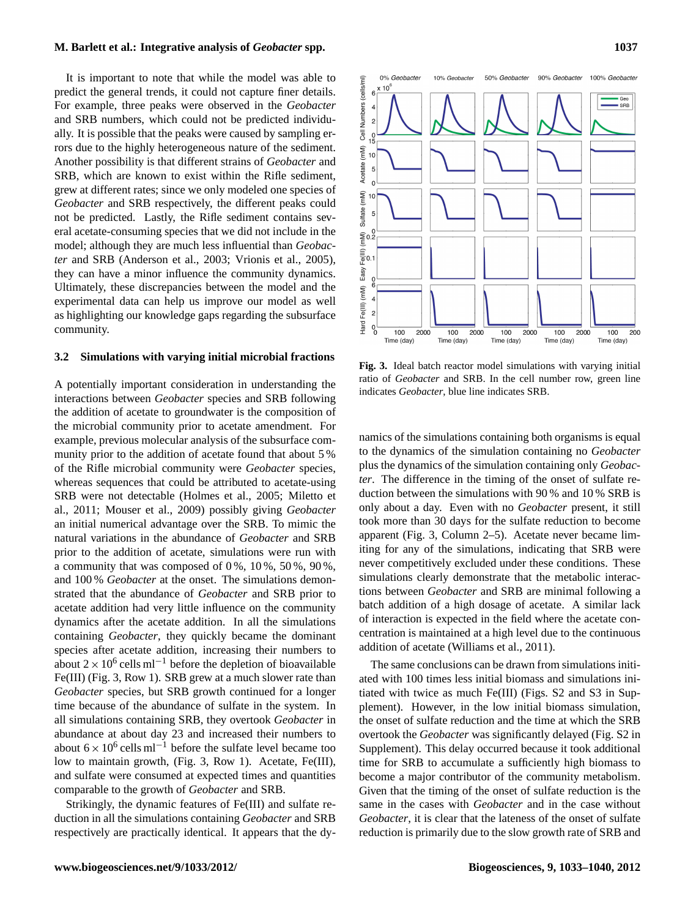It is important to note that while the model was able to predict the general trends, it could not capture finer details. For example, three peaks were observed in the *Geobacter* and SRB numbers, which could not be predicted individually. It is possible that the peaks were caused by sampling errors due to the highly heterogeneous nature of the sediment. Another possibility is that different strains of *Geobacter* and SRB, which are known to exist within the Rifle sediment, grew at different rates; since we only modeled one species of *Geobacter* and SRB respectively, the different peaks could not be predicted. Lastly, the Rifle sediment contains several acetate-consuming species that we did not include in the model; although they are much less influential than *Geobacter* and SRB (Anderson et al., 2003; Vrionis et al., 2005), they can have a minor influence the community dynamics. Ultimately, these discrepancies between the model and the experimental data can help us improve our model as well as highlighting our knowledge gaps regarding the subsurface community.

### 3.2 Simulations with varying initial microbial fractions

A potentially important consideration in understanding the interactions between *Geobacter* species and SRB following the addition of acetate to groundwater is the composition of the microbial community prior to acetate amendment. For example, previous molecular analysis of the subsurface community prior to the addition of acetate found that about 5 % of the Rifle microbial community were *Geobacter* species, whereas sequences that could be attributed to acetate-using SRB were not detectable (Holmes et al., 2005; Miletto et al., 2011; Mouser et al., 2009) possibly giving *Geobacter* an initial numerical advantage over the SRB. To mimic the natural variations in the abundance of *Geobacter* and SRB prior to the addition of acetate, simulations were run with a community that was composed of 0 %, 10 %, 50 %, 90 %, and 100 % *Geobacter* at the onset. The simulations demonstrated that the abundance of *Geobacter* and SRB prior to acetate addition had very little influence on the community dynamics after the acetate addition. In all the simulations containing *Geobacter*, they quickly became the dominant species after acetate addition, increasing their numbers to about $2 \times 10^6$ cells $\text{ml}^{-1}$ before the depletion of bioavailable Fe(III) (Fig. 3, Row 1). SRB grew at a much slower rate than *Geobacter* species, but SRB growth continued for a longer time because of the abundance of sulfate in the system. In all simulations containing SRB, they overtook *Geobacter* in abundance at about day 23 and increased their numbers to about $6 \times 10^6$ cells $\text{ml}^{-1}$ before the sulfate level became too low to maintain growth, (Fig. 3, Row 1). Acetate, Fe(III), and sulfate were consumed at expected times and quantities comparable to the growth of *Geobacter* and SRB.

Strikingly, the dynamic features of Fe(III) and sulfate reduction in all the simulations containing *Geobacter* and SRB respectively are practically identical. It appears that the dynamics of the simulations containing both organisms is equal to the dynamics of the simulation containing no *Geobacter* plus the dynamics of the simulation containing only *Geobacter*. The difference in the timing of the onset of sulfate reduction between the simulations with 90 % and 10 % SRB is only about a day. Even with no *Geobacter* present, it still took more than 30 days for the sulfate reduction to become apparent (Fig. 3, Column 2–5). Acetate never became limiting for any of the simulations, indicating that SRB were never competitively excluded under these conditions. These simulations clearly demonstrate that the metabolic interactions between *Geobacter* and SRB are minimal following a batch addition of a high dosage of acetate. A similar lack of interaction is expected in the field where the acetate concentration is maintained at a high level due to the continuous addition of acetate (Williams et al., 2011).

**Fig. 3.** Ideal batch reactor model simulations with varying initial ratio of *Geobacter* and SRB. In the cell number row, green line indicates *Geobacter*, blue line indicates SRB.

The same conclusions can be drawn from simulations initiated with 100 times less initial biomass and simulations initiated with twice as much Fe(III) (Figs. S2 and S3 in Supplement). However, in the low initial biomass simulation, the onset of sulfate reduction and the time at which the SRB overtook the *Geobacter* was significantly delayed (Fig. S2 in Supplement). This delay occurred because it took additional time for SRB to accumulate a sufficiently high biomass to become a major contributor of the community metabolism. Given that the timing of the onset of sulfate reduction is the same in the cases with *Geobacter* and in the case without *Geobacter*, it is clear that the lateness of the onset of sulfate reduction is primarily due to the slow growth rate of SRB and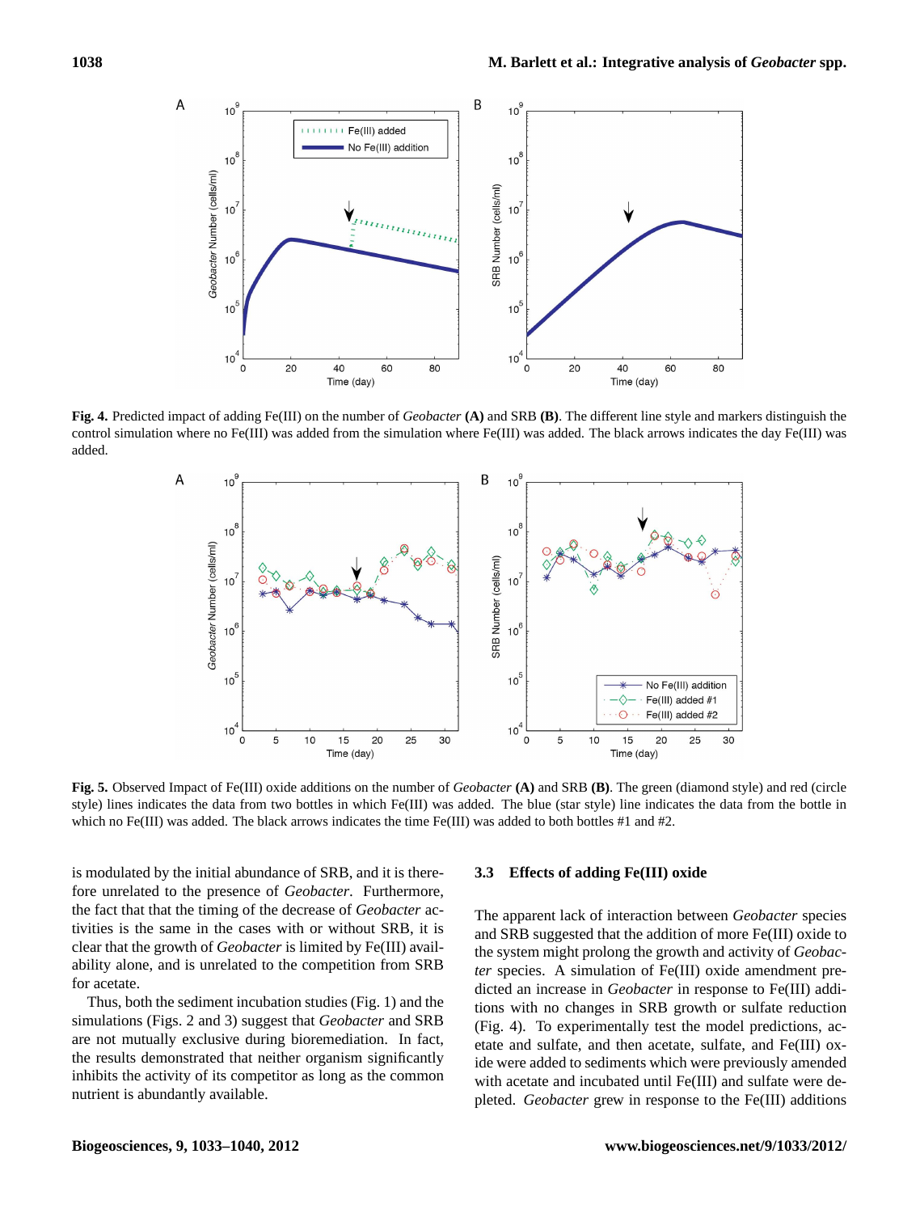Fig. 4. Predicted impact of adding Fe(III) on the number of *Geobacter* **(A)** and SRB **(B)**. The different line style and markers distinguish the control simulation where no Fe(III) was added from the simulation where Fe(III) was added. The black arrows indicates the day Fe(III) was added.

Fig. 5. Observed Impact of Fe(III) oxide additions on the number of *Geobacter* **(A)** and SRB **(B)**. The green (diamond style) and red (circle style) lines indicates the data from two bottles in which Fe(III) was added. The blue (star style) line indicates the data from the bottle in which no Fe(III) was added. The black arrows indicates the time Fe(III) was added to both bottles #1 and #2.

is modulated by the initial abundance of SRB, and it is therefore unrelated to the presence of *Geobacter*. Furthermore, the fact that that the timing of the decrease of *Geobacter* activities is the same in the cases with or without SRB, it is clear that the growth of *Geobacter* is limited by Fe(III) availability alone, and is unrelated to the competition from SRB for acetate.

Thus, both the sediment incubation studies (Fig. 1) and the simulations (Figs. 2 and 3) suggest that *Geobacter* and SRB are not mutually exclusive during bioremediation. In fact, the results demonstrated that neither organism significantly inhibits the activity of its competitor as long as the common nutrient is abundantly available.

### 3.3 Effects of adding Fe(III) oxide

The apparent lack of interaction between *Geobacter* species and SRB suggested that the addition of more Fe(III) oxide to the system might prolong the growth and activity of *Geobacter* species. A simulation of Fe(III) oxide amendment predicted an increase in *Geobacter* in response to Fe(III) additions with no changes in SRB growth or sulfate reduction (Fig. 4). To experimentally test the model predictions, acetate and sulfate, and then acetate, sulfate, and Fe(III) oxide were added to sediments which were previously amended with acetate and incubated until Fe(III) and sulfate were depleted. *Geobacter* grew in response to the Fe(III) additions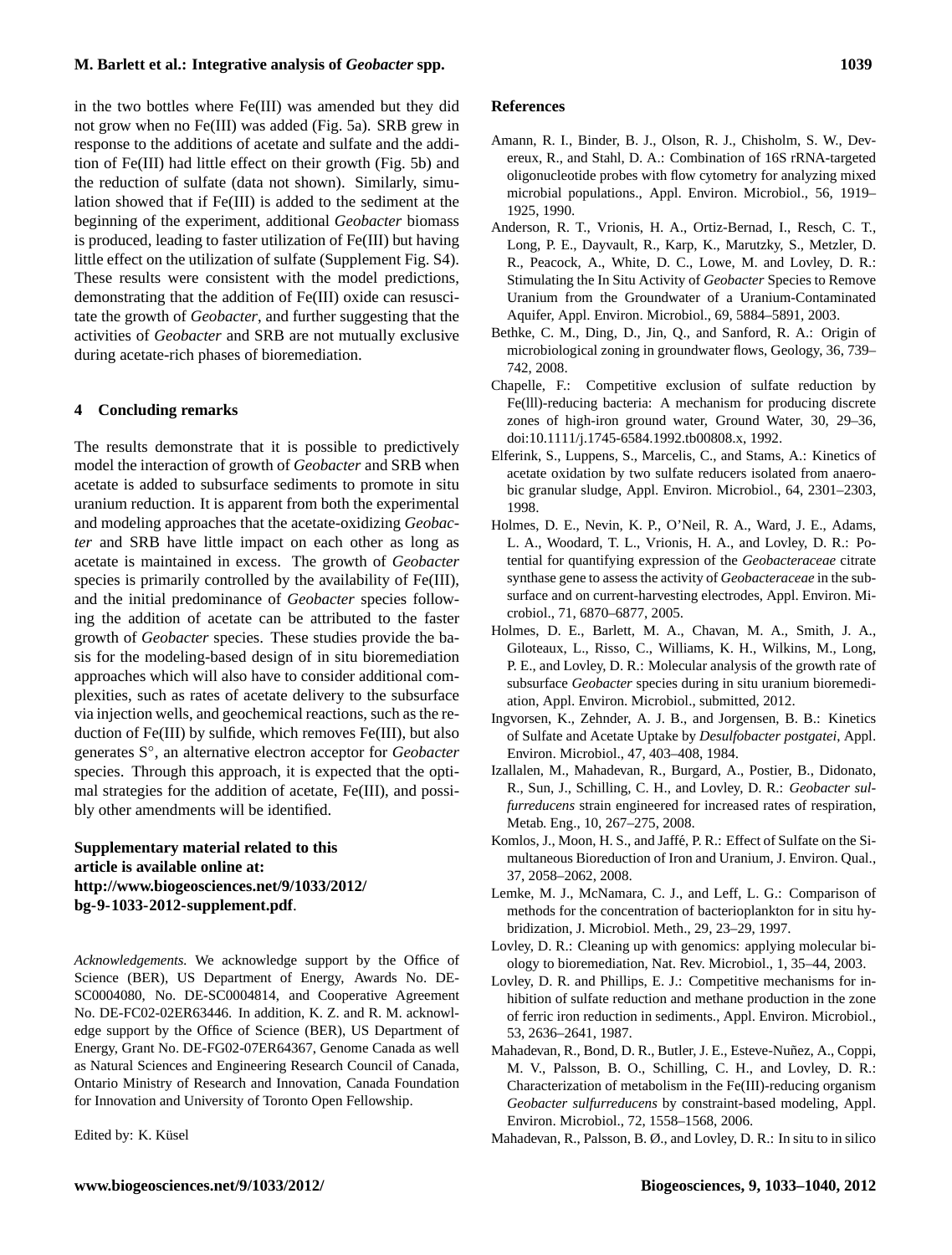in the two bottles where Fe(III) was amended but they did not grow when no Fe(III) was added (Fig. 5a). SRB grew in response to the additions of acetate and sulfate and the addition of Fe(III) had little effect on their growth (Fig. 5b) and the reduction of sulfate (data not shown). Similarly, simulation showed that if Fe(III) is added to the sediment at the beginning of the experiment, additional *Geobacter* biomass is produced, leading to faster utilization of Fe(III) but having little effect on the utilization of sulfate (Supplement Fig. S4). These results were consistent with the model predictions, demonstrating that the addition of Fe(III) oxide can resuscitate the growth of *Geobacter*, and further suggesting that the activities of *Geobacter* and SRB are not mutually exclusive during acetate-rich phases of bioremediation.

## 4 Concluding remarks

The results demonstrate that it is possible to predictively model the interaction of growth of *Geobacter* and SRB when acetate is added to subsurface sediments to promote in situ uranium reduction. It is apparent from both the experimental and modeling approaches that the acetate-oxidizing *Geobacter* and SRB have little impact on each other as long as acetate is maintained in excess. The growth of *Geobacter* species is primarily controlled by the availability of Fe(III), and the initial predominance of *Geobacter* species following the addition of acetate can be attributed to the faster growth of *Geobacter* species. These studies provide the basis for the modeling-based design of in situ bioremediation approaches which will also have to consider additional complexities, such as rates of acetate delivery to the subsurface via injection wells, and geochemical reactions, such as the reduction of Fe(III) by sulfide, which removes Fe(III), but also generates $S^{\circ}$, an alternative electron acceptor for *Geobacter* species. Through this approach, it is expected that the optimal strategies for the addition of acetate, Fe(III), and possibly other amendments will be identified.

**Supplementary material related to this article is available online at: http://www.biogeosciences.net/9/1033/2012/bg-9-1033-2012-supplement.pdf.**

*Acknowledgements.* We acknowledge support by the Office of Science (BER), US Department of Energy, Awards No. DE-SC0004080, No. DE-SC0004814, and Cooperative Agreement No. DE-FC02-02ER63446. In addition, K. Z. and R. M. acknowledge support by the Office of Science (BER), US Department of Energy, Grant No. DE-FG02-07ER64367, Genome Canada as well as Natural Sciences and Engineering Research Council of Canada, Ontario Ministry of Research and Innovation, Canada Foundation for Innovation and University of Toronto Open Fellowship.

Edited by: K. Küsel

## References

Amann, R. I., Binder, B. J., Olson, R. J., Chisholm, S. W., Devereux, R., and Stahl, D. A.: Combination of 16S rRNA-targeted oligonucleotide probes with flow cytometry for analyzing mixed microbial populations., Appl. Environ. Microbiol., 56, 1919–1925, 1990.

Anderson, R. T., Vrionis, H. A., Ortiz-Bernad, I., Resch, C. T., Long, P. E., Dayvault, R., Karp, K., Marutzky, S., Metzler, D. R., Peacock, A., White, D. C., Lowe, M. and Lovley, D. R.: Stimulating the In Situ Activity of *Geobacter* Species to Remove Uranium from the Groundwater of a Uranium-Contaminated Aquifer, Appl. Environ. Microbiol., 69, 5884–5891, 2003.

Bethke, C. M., Ding, D., Jin, Q., and Sanford, R. A.: Origin of microbiological zoning in groundwater flows, Geology, 36, 739–742, 2008.

Chapelle, F.: Competitive exclusion of sulfate reduction by Fe(lll)-reducing bacteria: A mechanism for producing discrete zones of high-iron ground water, Ground Water, 30, 29–36, doi:10.1111/j.1745-6584.1992.tb00808.x, 1992.

Elferink, S., Luppens, S., Marcelis, C., and Stams, A.: Kinetics of acetate oxidation by two sulfate reducers isolated from anaerobic granular sludge, Appl. Environ. Microbiol., 64, 2301–2303, 1998.

Holmes, D. E., Nevin, K. P., O'Neil, R. A., Ward, J. E., Adams, L. A., Woodard, T. L., Vrionis, H. A., and Lovley, D. R.: Potential for quantifying expression of the *Geobacteraceae* citrate synthase gene to assess the activity of *Geobacteraceae* in the subsurface and on current-harvesting electrodes, Appl. Environ. Microbiol., 71, 6870–6877, 2005.

Holmes, D. E., Barlett, M. A., Chavan, M. A., Smith, J. A., Giloteaux, L., Risso, C., Williams, K. H., Wilkins, M., Long, P. E., and Lovley, D. R.: Molecular analysis of the growth rate of subsurface *Geobacter* species during in situ uranium bioremediation, Appl. Environ. Microbiol., submitted, 2012.

Ingvorsen, K., Zehnder, A. J. B., and Jorgensen, B. B.: Kinetics of Sulfate and Acetate Uptake by *Desulfobacter postgatei*, Appl. Environ. Microbiol., 47, 403–408, 1984.

Izallalen, M., Mahadevan, R., Burgard, A., Postier, B., Didonato, R., Sun, J., Schilling, C. H., and Lovley, D. R.: *Geobacter sulfurreducens* strain engineered for increased rates of respiration, Metab. Eng., 10, 267–275, 2008.

Komlos, J., Moon, H. S., and Jaffé, P. R.: Effect of Sulfate on the Simultaneous Bioreduction of Iron and Uranium, J. Environ. Qual., 37, 2058–2062, 2008.

Lemke, M. J., McNamara, C. J., and Leff, L. G.: Comparison of methods for the concentration of bacterioplankton for in situ hybridization, J. Microbiol. Meth., 29, 23–29, 1997.

Lovley, D. R.: Cleaning up with genomics: applying molecular biology to bioremediation, Nat. Rev. Microbiol., 1, 35–44, 2003.

Lovley, D. R. and Phillips, E. J.: Competitive mechanisms for inhibition of sulfate reduction and methane production in the zone of ferric iron reduction in sediments., Appl. Environ. Microbiol., 53, 2636–2641, 1987.

Mahadevan, R., Bond, D. R., Butler, J. E., Esteve-Nuñez, A., Coppi, M. V., Palsson, B. O., Schilling, C. H., and Lovley, D. R.: Characterization of metabolism in the Fe(III)-reducing organism *Geobacter sulfurreducens* by constraint-based modeling, Appl. Environ. Microbiol., 72, 1558–1568, 2006.

Mahadevan, R., Palsson, B. Ø., and Lovley, D. R.: In situ to in silico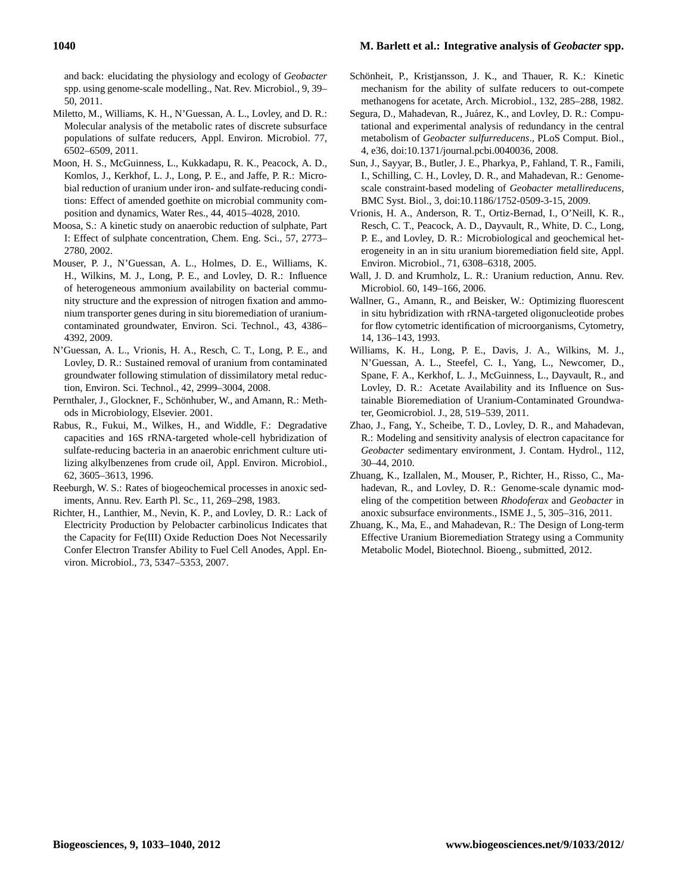and back: elucidating the physiology and ecology of *Geobacter* spp. using genome-scale modelling., Nat. Rev. Microbiol., 9, 39–50, 2011.

Miletto, M., Williams, K. H., N'Guessan, A. L., Lovley, and D. R.: Molecular analysis of the metabolic rates of discrete subsurface populations of sulfate reducers, Appl. Environ. Microbiol. 77, 6502–6509, 2011.

Moon, H. S., McGuinness, L., Kukkadapu, R. K., Peacock, A. D., Komlos, J., Kerkhof, L. J., Long, P. E., and Jaffe, P. R.: Microbial reduction of uranium under iron- and sulfate-reducing conditions: Effect of amended goethite on microbial community composition and dynamics, Water Res., 44, 4015–4028, 2010.

Moosa, S.: A kinetic study on anaerobic reduction of sulphate, Part I: Effect of sulphate concentration, Chem. Eng. Sci., 57, 2773–2780, 2002.

Mouser, P. J., N'Guessan, A. L., Holmes, D. E., Williams, K. H., Wilkins, M. J., Long, P. E., and Lovley, D. R.: Influence of heterogeneous ammonium availability on bacterial community structure and the expression of nitrogen fixation and ammonium transporter genes during in situ bioremediation of uranium-contaminated groundwater, Environ. Sci. Technol., 43, 4386–4392, 2009.

N'Guessan, A. L., Vrionis, H. A., Resch, C. T., Long, P. E., and Lovley, D. R.: Sustained removal of uranium from contaminated groundwater following stimulation of dissimilatory metal reduction, Environ. Sci. Technol., 42, 2999–3004, 2008.

Pernthaler, J., Glockner, F., Schönhuber, W., and Amann, R.: Methods in Microbiology, Elsevier. 2001.

Rabus, R., Fukui, M., Wilkes, H., and Widdle, F.: Degradative capacities and 16S rRNA-targeted whole-cell hybridization of sulfate-reducing bacteria in an anaerobic enrichment culture utilizing alkylbenzenes from crude oil, Appl. Environ. Microbiol., 62, 3605–3613, 1996.

Reeburgh, W. S.: Rates of biogeochemical processes in anoxic sediments, Annu. Rev. Earth Pl. Sc., 11, 269–298, 1983.

Richter, H., Lanthier, M., Nevin, K. P., and Lovley, D. R.: Lack of Electricity Production by Pelobacter carbinolicus Indicates that the Capacity for Fe(III) Oxide Reduction Does Not Necessarily Confer Electron Transfer Ability to Fuel Cell Anodes, Appl. Environ. Microbiol., 73, 5347–5353, 2007.

Schönheit, P., Kristjansson, J. K., and Thauer, R. K.: Kinetic mechanism for the ability of sulfate reducers to out-compete methanogens for acetate, Arch. Microbiol., 132, 285–288, 1982.

Segura, D., Mahadevan, R., Juárez, K., and Lovley, D. R.: Computational and experimental analysis of redundancy in the central metabolism of *Geobacter sulfurreducens*., PLoS Comput. Biol., 4, e36, doi:10.1371/journal.pcbi.0040036, 2008.

Sun, J., Sayyar, B., Butler, J. E., Pharkya, P., Fahland, T. R., Famili, I., Schilling, C. H., Lovley, D. R., and Mahadevan, R.: Genome-scale constraint-based modeling of *Geobacter metallireducens*, BMC Syst. Biol., 3, doi:10.1186/1752-0509-3-15, 2009.

Vrionis, H. A., Anderson, R. T., Ortiz-Bernad, I., O'Neill, K. R., Resch, C. T., Peacock, A. D., Dayvault, R., White, D. C., Long, P. E., and Lovley, D. R.: Microbiological and geochemical heterogeneity in an in situ uranium bioremediation field site, Appl. Environ. Microbiol., 71, 6308–6318, 2005.

Wall, J. D. and Krumholz, L. R.: Uranium reduction, Annu. Rev. Microbiol. 60, 149–166, 2006.

Wallner, G., Amann, R., and Beisker, W.: Optimizing fluorescent in situ hybridization with rRNA-targeted oligonucleotide probes for flow cytometric identification of microorganisms, Cytometry, 14, 136–143, 1993.

Williams, K. H., Long, P. E., Davis, J. A., Wilkins, M. J., N'Guessan, A. L., Steefel, C. I., Yang, L., Newcomer, D., Spane, F. A., Kerkhof, L. J., McGuinness, L., Dayvault, R., and Lovley, D. R.: Acetate Availability and its Influence on Sustainable Bioremediation of Uranium-Contaminated Groundwater, Geomicrobiol. J., 28, 519–539, 2011.

Zhao, J., Fang, Y., Scheibe, T. D., Lovley, D. R., and Mahadevan, R.: Modeling and sensitivity analysis of electron capacitance for *Geobacter* sedimentary environment, J. Contam. Hydrol., 112, 30–44, 2010.

Zhuang, K., Izallalen, M., Mouser, P., Richter, H., Risso, C., Mahadevan, R., and Lovley, D. R.: Genome-scale dynamic modeling of the competition between *Rhodoferax* and *Geobacter* in anoxic subsurface environments., ISME J., 5, 305–316, 2011.

Zhuang, K., Ma, E., and Mahadevan, R.: The Design of Long-term Effective Uranium Bioremediation Strategy using a Community Metabolic Model, Biotechnol. Bioeng., submitted, 2012.